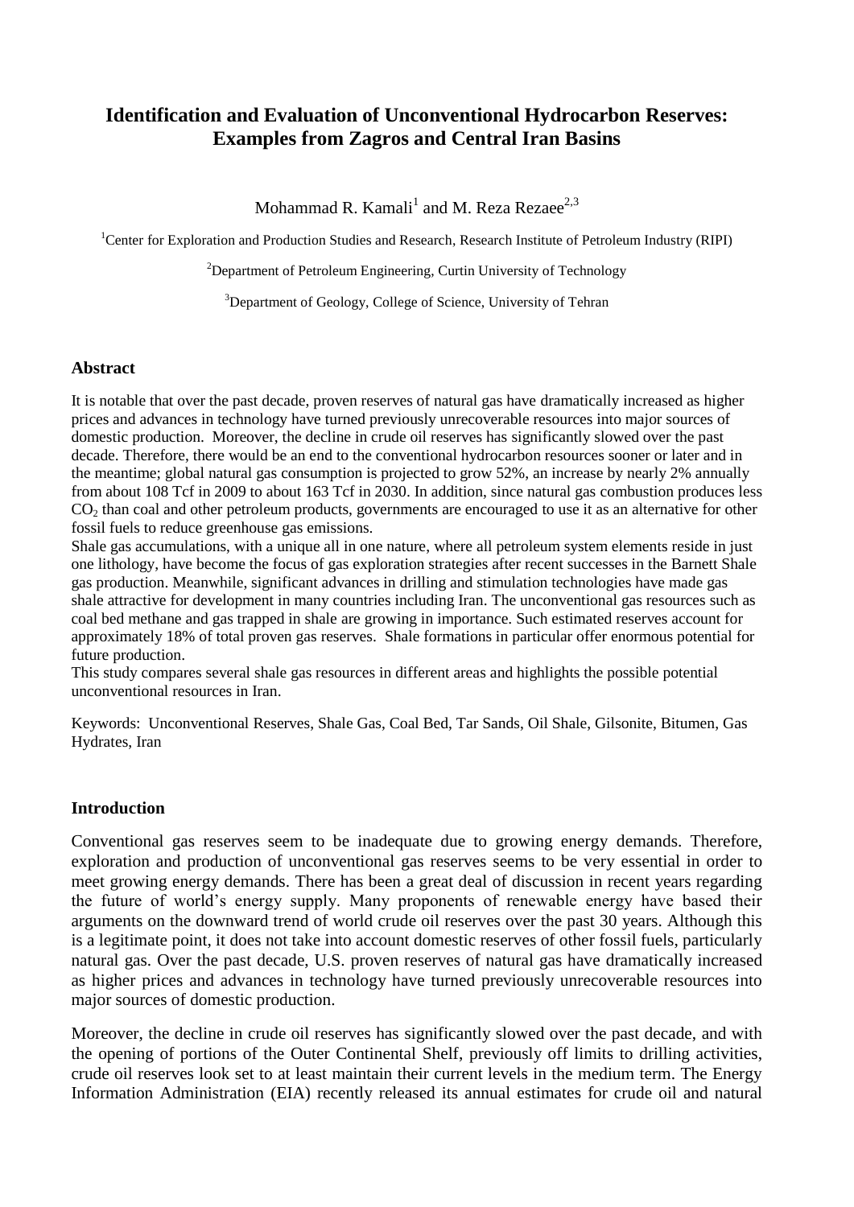# Identification and Evaluation of Unconventional Hydrocarbon Reserves: Examples from Zagros and Central Iran Basins

Mohammad R. Kamali[1] and M. Reza Rezaee[2,3]

[1]Center for Exploration and Production Studies and Research, Research Institute of Petroleum Industry (RIPI)

[2]Department of Petroleum Engineering, Curtin University of Technology

[3]Department of Geology, College of Science, University of Tehran

## Abstract

It is notable that over the past decade, proven reserves of natural gas have dramatically increased as higher prices and advances in technology have turned previously unrecoverable resources into major sources of domestic production. Moreover, the decline in crude oil reserves has significantly slowed over the past decade. Therefore, there would be an end to the conventional hydrocarbon resources sooner or later and in the meantime; global natural gas consumption is projected to grow 52%, an increase by nearly 2% annually from about 108 Tcf in 2009 to about 163 Tcf in 2030. In addition, since natural gas combustion produces less $CO_2$ than coal and other petroleum products, governments are encouraged to use it as an alternative for other fossil fuels to reduce greenhouse gas emissions.

Shale gas accumulations, with a unique all in one nature, where all petroleum system elements reside in just one lithology, have become the focus of gas exploration strategies after recent successes in the Barnett Shale gas production. Meanwhile, significant advances in drilling and stimulation technologies have made gas shale attractive for development in many countries including Iran. The unconventional gas resources such as coal bed methane and gas trapped in shale are growing in importance. Such estimated reserves account for approximately 18% of total proven gas reserves. Shale formations in particular offer enormous potential for future production.

This study compares several shale gas resources in different areas and highlights the possible potential unconventional resources in Iran.

Keywords: Unconventional Reserves, Shale Gas, Coal Bed, Tar Sands, Oil Shale, Gilsonite, Bitumen, Gas Hydrates, Iran

## Introduction

Conventional gas reserves seem to be inadequate due to growing energy demands. Therefore, exploration and production of unconventional gas reserves seems to be very essential in order to meet growing energy demands. There has been a great deal of discussion in recent years regarding the future of world's energy supply. Many proponents of renewable energy have based their arguments on the downward trend of world crude oil reserves over the past 30 years. Although this is a legitimate point, it does not take into account domestic reserves of other fossil fuels, particularly natural gas. Over the past decade, U.S. proven reserves of natural gas have dramatically increased as higher prices and advances in technology have turned previously unrecoverable resources into major sources of domestic production.

Moreover, the decline in crude oil reserves has significantly slowed over the past decade, and with the opening of portions of the Outer Continental Shelf, previously off limits to drilling activities, crude oil reserves look set to at least maintain their current levels in the medium term. The Energy Information Administration (EIA) recently released its annual estimates for crude oil and natural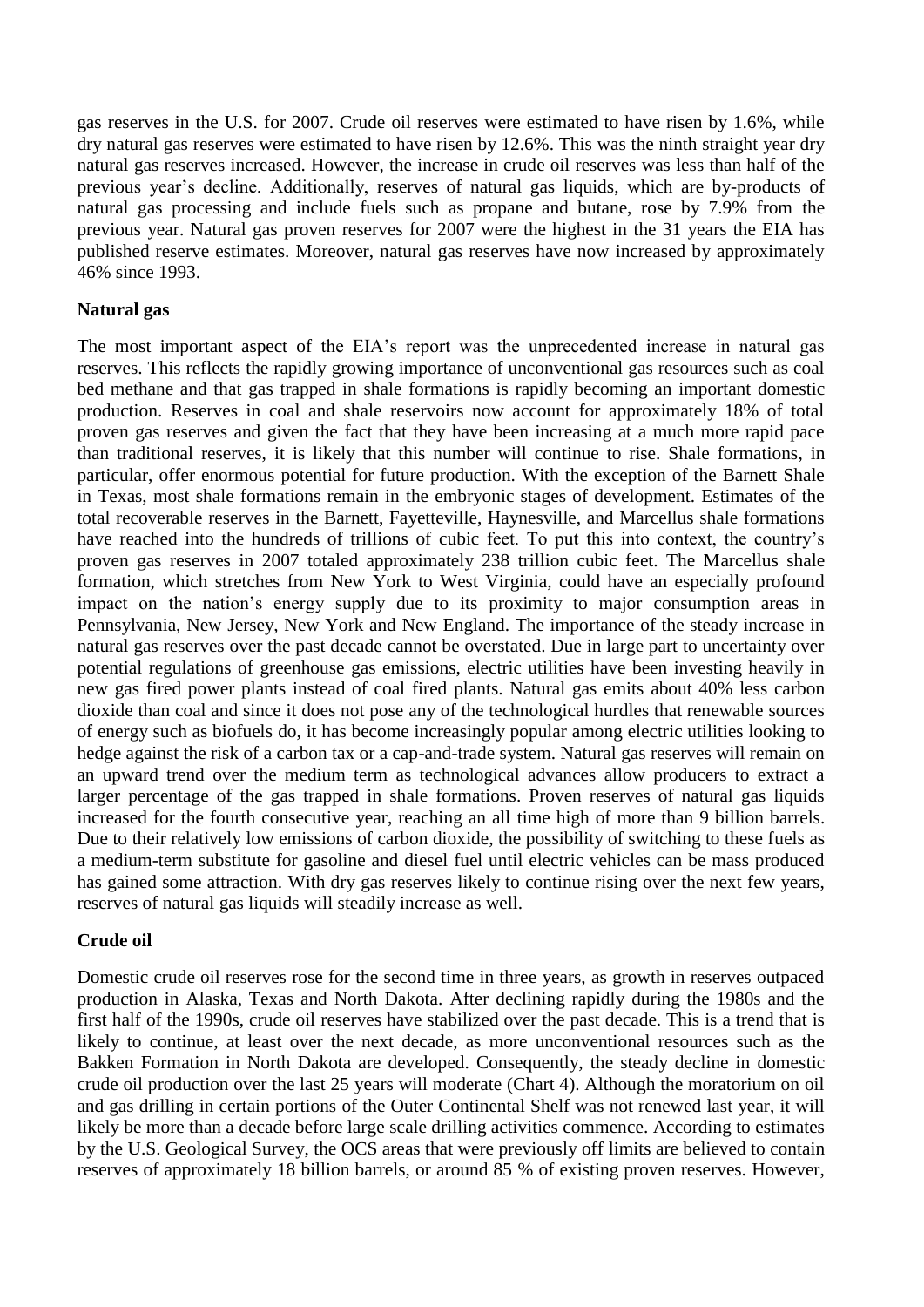gas reserves in the U.S. for 2007. Crude oil reserves were estimated to have risen by 1.6%, while dry natural gas reserves were estimated to have risen by 12.6%. This was the ninth straight year dry natural gas reserves increased. However, the increase in crude oil reserves was less than half of the previous year's decline. Additionally, reserves of natural gas liquids, which are by-products of natural gas processing and include fuels such as propane and butane, rose by 7.9% from the previous year. Natural gas proven reserves for 2007 were the highest in the 31 years the EIA has published reserve estimates. Moreover, natural gas reserves have now increased by approximately 46% since 1993.

**Natural gas**

The most important aspect of the EIA's report was the unprecedented increase in natural gas reserves. This reflects the rapidly growing importance of unconventional gas resources such as coal bed methane and that gas trapped in shale formations is rapidly becoming an important domestic production. Reserves in coal and shale reservoirs now account for approximately 18% of total proven gas reserves and given the fact that they have been increasing at a much more rapid pace than traditional reserves, it is likely that this number will continue to rise. Shale formations, in particular, offer enormous potential for future production. With the exception of the Barnett Shale in Texas, most shale formations remain in the embryonic stages of development. Estimates of the total recoverable reserves in the Barnett, Fayetteville, Haynesville, and Marcellus shale formations have reached into the hundreds of trillions of cubic feet. To put this into context, the country's proven gas reserves in 2007 totaled approximately 238 trillion cubic feet. The Marcellus shale formation, which stretches from New York to West Virginia, could have an especially profound impact on the nation's energy supply due to its proximity to major consumption areas in Pennsylvania, New Jersey, New York and New England. The importance of the steady increase in natural gas reserves over the past decade cannot be overstated. Due in large part to uncertainty over potential regulations of greenhouse gas emissions, electric utilities have been investing heavily in new gas fired power plants instead of coal fired plants. Natural gas emits about 40% less carbon dioxide than coal and since it does not pose any of the technological hurdles that renewable sources of energy such as biofuels do, it has become increasingly popular among electric utilities looking to hedge against the risk of a carbon tax or a cap-and-trade system. Natural gas reserves will remain on an upward trend over the medium term as technological advances allow producers to extract a larger percentage of the gas trapped in shale formations. Proven reserves of natural gas liquids increased for the fourth consecutive year, reaching an all time high of more than 9 billion barrels. Due to their relatively low emissions of carbon dioxide, the possibility of switching to these fuels as a medium-term substitute for gasoline and diesel fuel until electric vehicles can be mass produced has gained some attraction. With dry gas reserves likely to continue rising over the next few years, reserves of natural gas liquids will steadily increase as well.

**Crude oil**

Domestic crude oil reserves rose for the second time in three years, as growth in reserves outpaced production in Alaska, Texas and North Dakota. After declining rapidly during the 1980s and the first half of the 1990s, crude oil reserves have stabilized over the past decade. This is a trend that is likely to continue, at least over the next decade, as more unconventional resources such as the Bakken Formation in North Dakota are developed. Consequently, the steady decline in domestic crude oil production over the last 25 years will moderate (Chart 4). Although the moratorium on oil and gas drilling in certain portions of the Outer Continental Shelf was not renewed last year, it will likely be more than a decade before large scale drilling activities commence. According to estimates by the U.S. Geological Survey, the OCS areas that were previously off limits are believed to contain reserves of approximately 18 billion barrels, or around 85 % of existing proven reserves. However,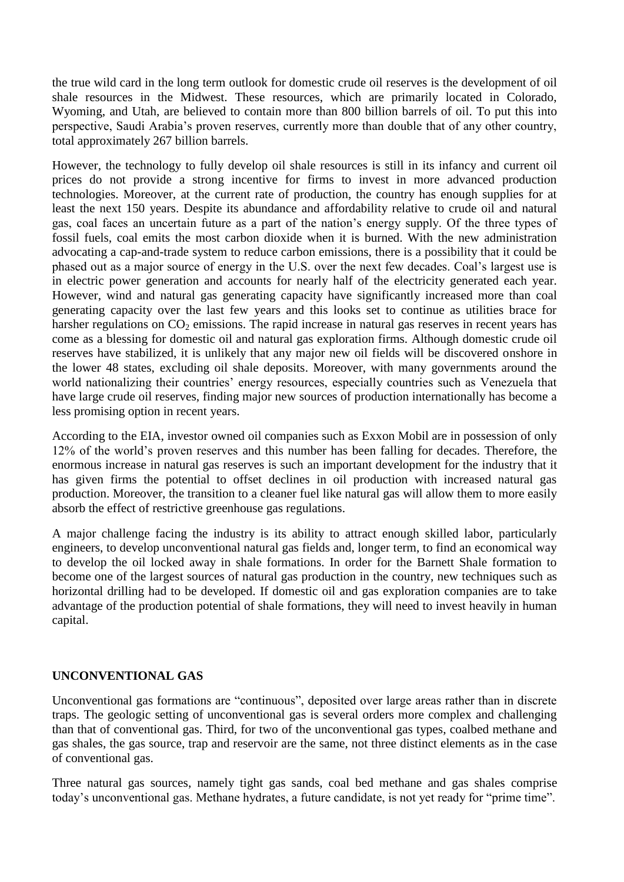the true wild card in the long term outlook for domestic crude oil reserves is the development of oil shale resources in the Midwest. These resources, which are primarily located in Colorado, Wyoming, and Utah, are believed to contain more than 800 billion barrels of oil. To put this into perspective, Saudi Arabia's proven reserves, currently more than double that of any other country, total approximately 267 billion barrels.

However, the technology to fully develop oil shale resources is still in its infancy and current oil prices do not provide a strong incentive for firms to invest in more advanced production technologies. Moreover, at the current rate of production, the country has enough supplies for at least the next 150 years. Despite its abundance and affordability relative to crude oil and natural gas, coal faces an uncertain future as a part of the nation's energy supply. Of the three types of fossil fuels, coal emits the most carbon dioxide when it is burned. With the new administration advocating a cap-and-trade system to reduce carbon emissions, there is a possibility that it could be phased out as a major source of energy in the U.S. over the next few decades. Coal's largest use is in electric power generation and accounts for nearly half of the electricity generated each year. However, wind and natural gas generating capacity have significantly increased more than coal generating capacity over the last few years and this looks set to continue as utilities brace for harsher regulations on $CO_2$ emissions. The rapid increase in natural gas reserves in recent years has come as a blessing for domestic oil and natural gas exploration firms. Although domestic crude oil reserves have stabilized, it is unlikely that any major new oil fields will be discovered onshore in the lower 48 states, excluding oil shale deposits. Moreover, with many governments around the world nationalizing their countries' energy resources, especially countries such as Venezuela that have large crude oil reserves, finding major new sources of production internationally has become a less promising option in recent years.

According to the EIA, investor owned oil companies such as Exxon Mobil are in possession of only 12% of the world's proven reserves and this number has been falling for decades. Therefore, the enormous increase in natural gas reserves is such an important development for the industry that it has given firms the potential to offset declines in oil production with increased natural gas production. Moreover, the transition to a cleaner fuel like natural gas will allow them to more easily absorb the effect of restrictive greenhouse gas regulations.

A major challenge facing the industry is its ability to attract enough skilled labor, particularly engineers, to develop unconventional natural gas fields and, longer term, to find an economical way to develop the oil locked away in shale formations. In order for the Barnett Shale formation to become one of the largest sources of natural gas production in the country, new techniques such as horizontal drilling had to be developed. If domestic oil and gas exploration companies are to take advantage of the production potential of shale formations, they will need to invest heavily in human capital.

## UNCONVENTIONAL GAS

Unconventional gas formations are "continuous", deposited over large areas rather than in discrete traps. The geologic setting of unconventional gas is several orders more complex and challenging than that of conventional gas. Third, for two of the unconventional gas types, coalbed methane and gas shales, the gas source, trap and reservoir are the same, not three distinct elements as in the case of conventional gas.

Three natural gas sources, namely tight gas sands, coal bed methane and gas shales comprise today's unconventional gas. Methane hydrates, a future candidate, is not yet ready for "prime time".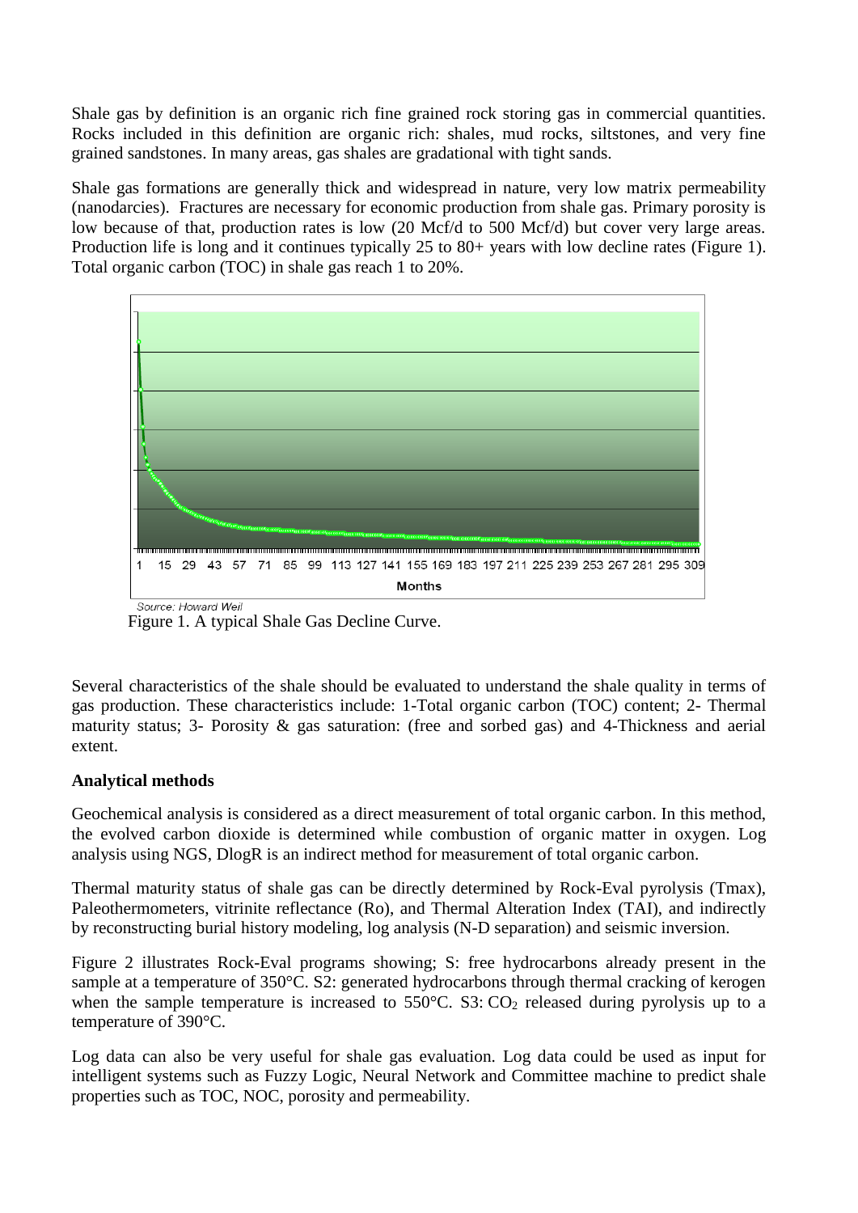Shale gas by definition is an organic rich fine grained rock storing gas in commercial quantities. Rocks included in this definition are organic rich: shales, mud rocks, siltstones, and very fine grained sandstones. In many areas, gas shales are gradational with tight sands.

Shale gas formations are generally thick and widespread in nature, very low matrix permeability (nanodarcies). Fractures are necessary for economic production from shale gas. Primary porosity is low because of that, production rates is low (20 Mcf/d to 500 Mcf/d) but cover very large areas. Production life is long and it continues typically 25 to 80+ years with low decline rates (Figure 1). Total organic carbon (TOC) in shale gas reach 1 to 20%.

1 15 29 43 57 71 85 99 113 127 141 155 169 183 197 211 225 239 253 267 281 295 309

Months

Source: Howard Weil

Figure 1. A typical Shale Gas Decline Curve.

Several characteristics of the shale should be evaluated to understand the shale quality in terms of gas production. These characteristics include: 1-Total organic carbon (TOC) content; 2- Thermal maturity status; 3- Porosity & gas saturation: (free and sorbed gas) and 4-Thickness and aerial extent.

**Analytical methods**

Geochemical analysis is considered as a direct measurement of total organic carbon. In this method, the evolved carbon dioxide is determined while combustion of organic matter in oxygen. Log analysis using NGS, DlogR is an indirect method for measurement of total organic carbon.

Thermal maturity status of shale gas can be directly determined by Rock-Eval pyrolysis (Tmax), Paleothermometers, vitrinite reflectance (Ro), and Thermal Alteration Index (TAI), and indirectly by reconstructing burial history modeling, log analysis (N-D separation) and seismic inversion.

Figure 2 illustrates Rock-Eval programs showing; S: free hydrocarbons already present in the sample at a temperature of 350°C. S2: generated hydrocarbons through thermal cracking of kerogen when the sample temperature is increased to 550°C. S3: $CO_2$ released during pyrolysis up to a temperature of 390°C.

Log data can also be very useful for shale gas evaluation. Log data could be used as input for intelligent systems such as Fuzzy Logic, Neural Network and Committee machine to predict shale properties such as TOC, NOC, porosity and permeability.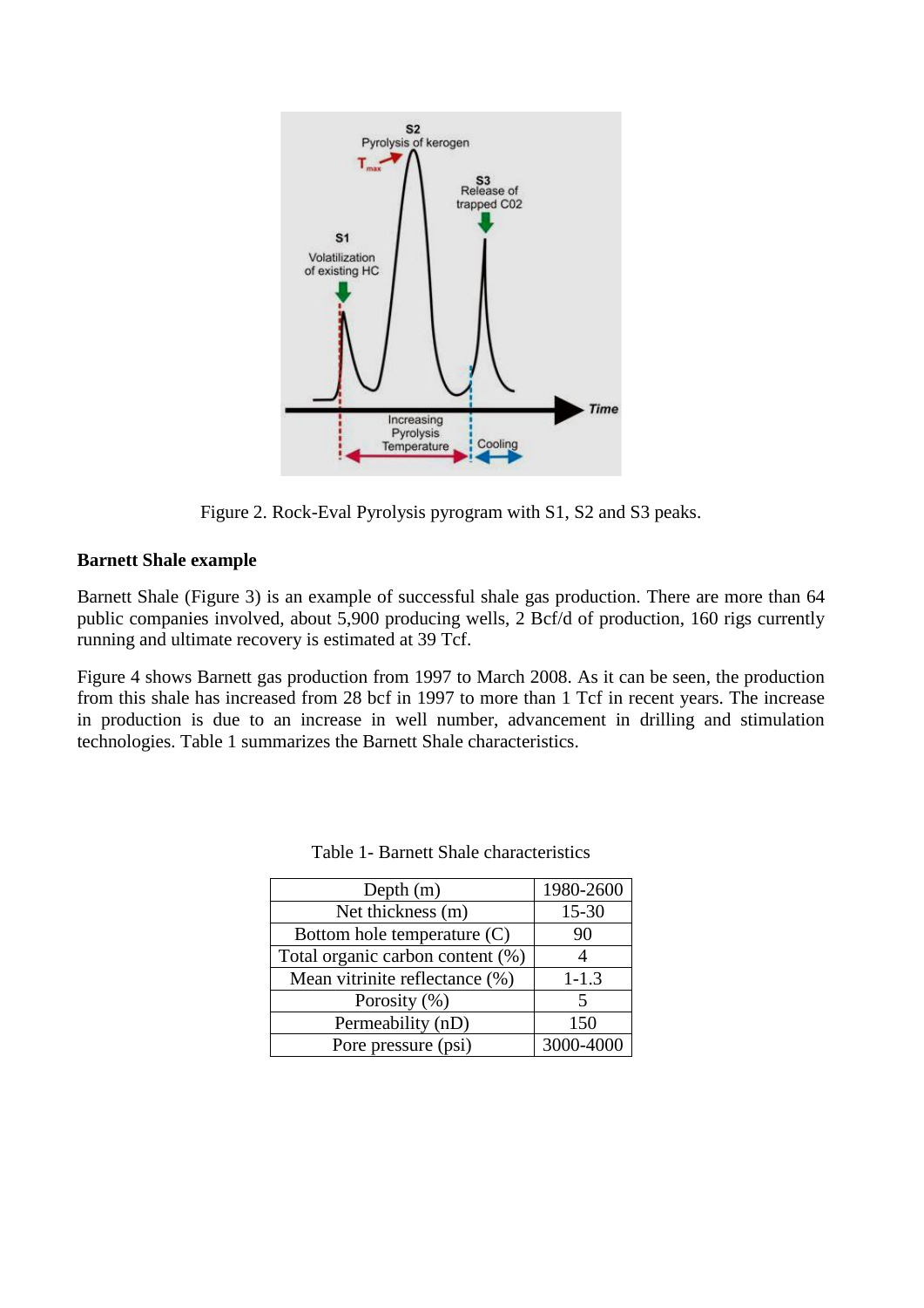Figure 2. Rock-Eval Pyrolysis pyrogram with S1, S2 and S3 peaks.

**Barnett Shale example**

Barnett Shale (Figure 3) is an example of successful shale gas production. There are more than 64 public companies involved, about 5,900 producing wells, 2 Bcf/d of production, 160 rigs currently running and ultimate recovery is estimated at 39 Tcf.

Figure 4 shows Barnett gas production from 1997 to March 2008. As it can be seen, the production from this shale has increased from 28 bcf in 1997 to more than 1 Tcf in recent years. The increase in production is due to an increase in well number, advancement in drilling and stimulation technologies. Table 1 summarizes the Barnett Shale characteristics.

Table 1- Barnett Shale characteristics

| Depth (m) | 1980-2600 |
|---|---|
| Net thickness (m) | 15-30 |
| Bottom hole temperature (C) | 90 |
| Total organic carbon content (%) | 4 |
| Mean vitrinite reflectance (%) | 1-1.3 |
| Porosity (%) | 5 |
| Permeability (nD) | 150 |
| Pore pressure (psi) | 3000-4000 |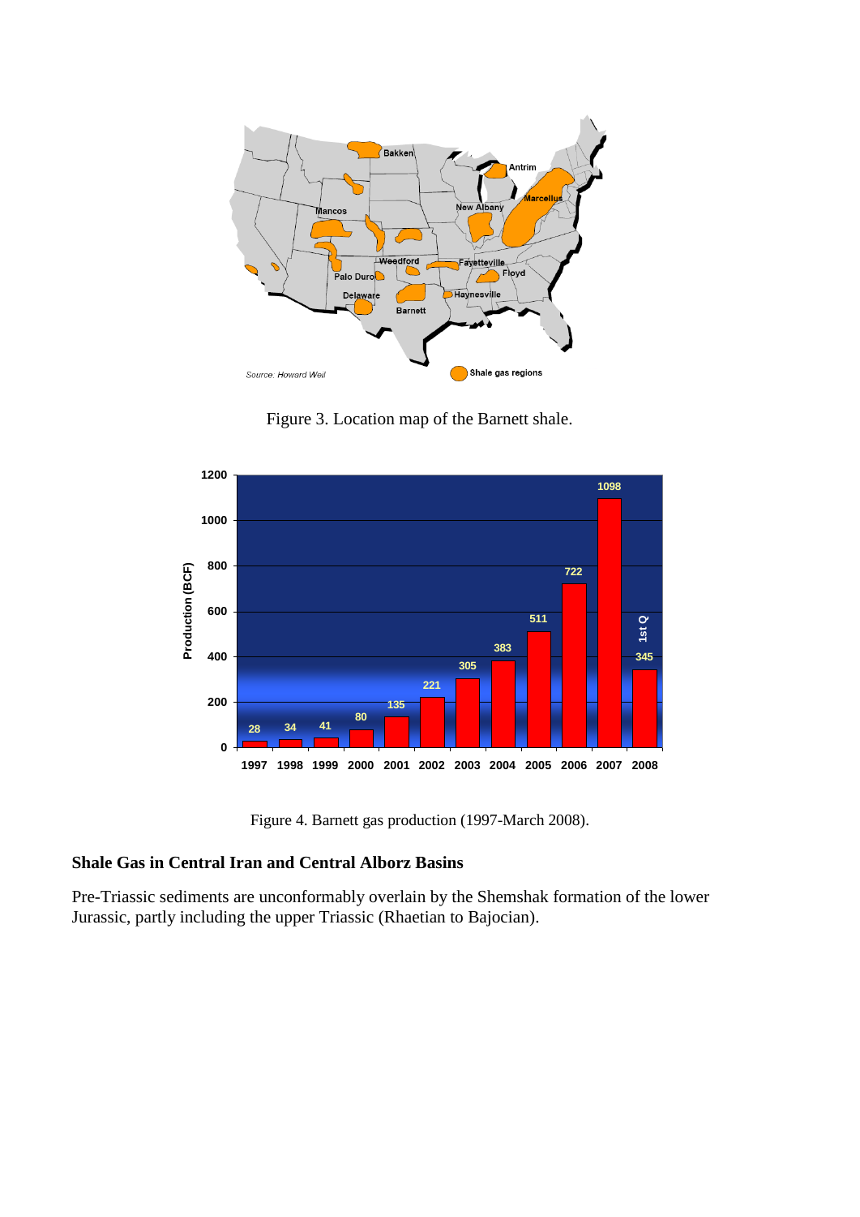Bakken
Antrim
Marcellus
Mancos
New Albany
Woodford
Fayetteville
Floyd
Palo Duro
Delaware
Haynesville
Barnett
Source: Howard Weil
Shale gas regions

Figure 3. Location map of the Barnett shale.

Production (BCF)
0
200
400
600
800
1000
1200
28
34
41
80
135
221
305
383
511
722
1098
1st Q
345
1997 1998 1999 2000 2001 2002 2003 2004 2005 2006 2007 2008

Figure 4. Barnett gas production (1997-March 2008).

## Shale Gas in Central Iran and Central Alborz Basins

Pre-Triassic sediments are unconformably overlain by the Shemshak formation of the lower Jurassic, partly including the upper Triassic (Rhaetian to Bajocian).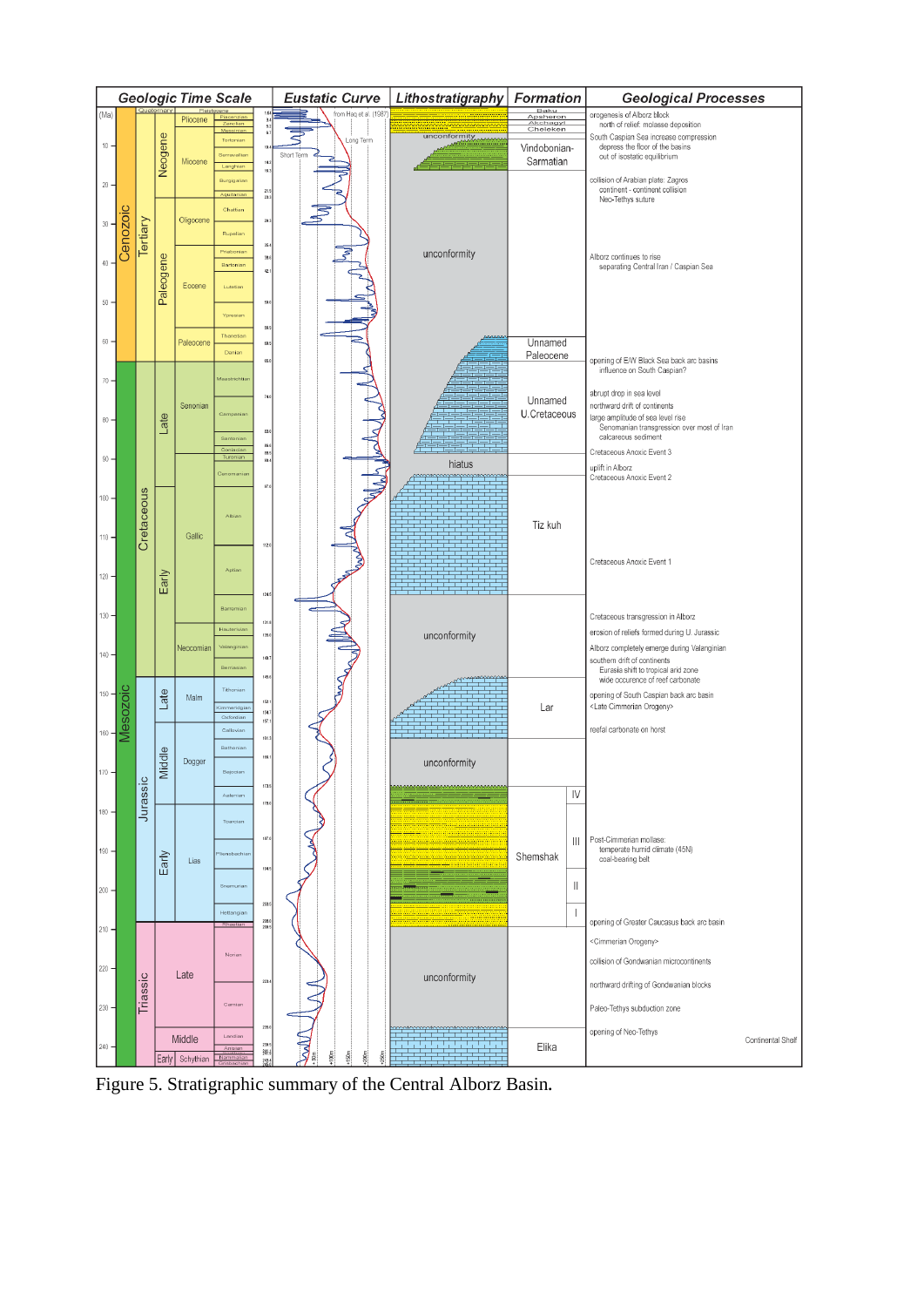| Geologic Time Scale | Eustatic Curve | Lithostratigraphy | Formation | Geological Processes |
|---|---|---|---|---|

(Ma)
Quaternary
Pleistocene
Pliocene
Piacenzian
Zanclian
Messinian
Tortonian
Serravallian
Langhian
Burdigalian
Aquitanian
Chattian
Rupelian
Priabonian
Bartonian
Lutetian
Ypresian
Thanetian
Danian
Maastrichtian
Campanian
Santonian
Coniacian
Turonian
Cenomanian
Albian
Aptian
Barremian
Hauterivian
Valanginian
Berriasian
Tithonian
Kimmeridgian
Oxfordian
Callovian
Bathonian
Bajocian
Aalenian
Toarcian
Pliensbachian
Sinemurian
Hettangian
Rhaetian
Norian
Carnian
Ladinian
Anisian
Scythian
Cenozoic
Tertiary
Neogene
Paleogene
Miocene
Oligocene
Eocene
Paleocene
Mesozoic
Cretaceous
Late
Senonian
Early
Gallic
Neocomian
Jurassic
Malm
Middle
Dogger
Lias
Triassic
Early

from Haq et al. (1987)
Long Term
Short Term
+50m
+100m
+150m
+200m
+250m

unconformity
unconformity
hiatus
unconformity
unconformity
unconformity

Baku
Apsheron
Akchagyl
Cheleken
Vindobonian-Sarmatian
Unnamed Paleocene
Unnamed U.Cretaceous
Tiz kuh
Lar
Shemshak
IV
III
II
I
Elika

orogenesis of Alborz block
north of relief: molasse deposition
South Caspian Sea increase compression
depress the floor of the basins
out of isostatic equilibrium
collision of Arabian plate: Zagros
continent - continent collision
Neo-Tethys suture
Alborz continues to rise
separating Central Iran / Caspian Sea
opening of E/W Black Sea back arc basins
influence on South Caspian?
abrupt drop in sea level
northward drift of continents
large amplitude of sea level rise
Senomanian transgression over most of Iran
calcareous sediment
Cretaceous Anoxic Event 3
uplift in Alborz
Cretaceous Anoxic Event 2
Cretaceous Anoxic Event 1
Cretaceous transgression in Alborz
erosion of reliefs formed during U. Jurassic
Alborz completely emerge during Valanginian
southern drift of continents
Eurasia shift to tropical arid zone
wide occurence of reef carbonate
opening of South Caspian back arc basin
<Late Cimmerian Orogeny>
reefal carbonate on horst
Post-Cimmerian mollase:
temperate humid climate (45N)
coal-bearing belt
opening of Greater Caucasus back arc basin
<Cimmerian Orogeny>
collision of Gondwanian microcontinents
northward drifting of Gondwanian blocks
Paleo-Tethys subduction zone
opening of Neo-Tethys
Continental Shelf

Figure 5. Stratigraphic summary of the Central Alborz Basin.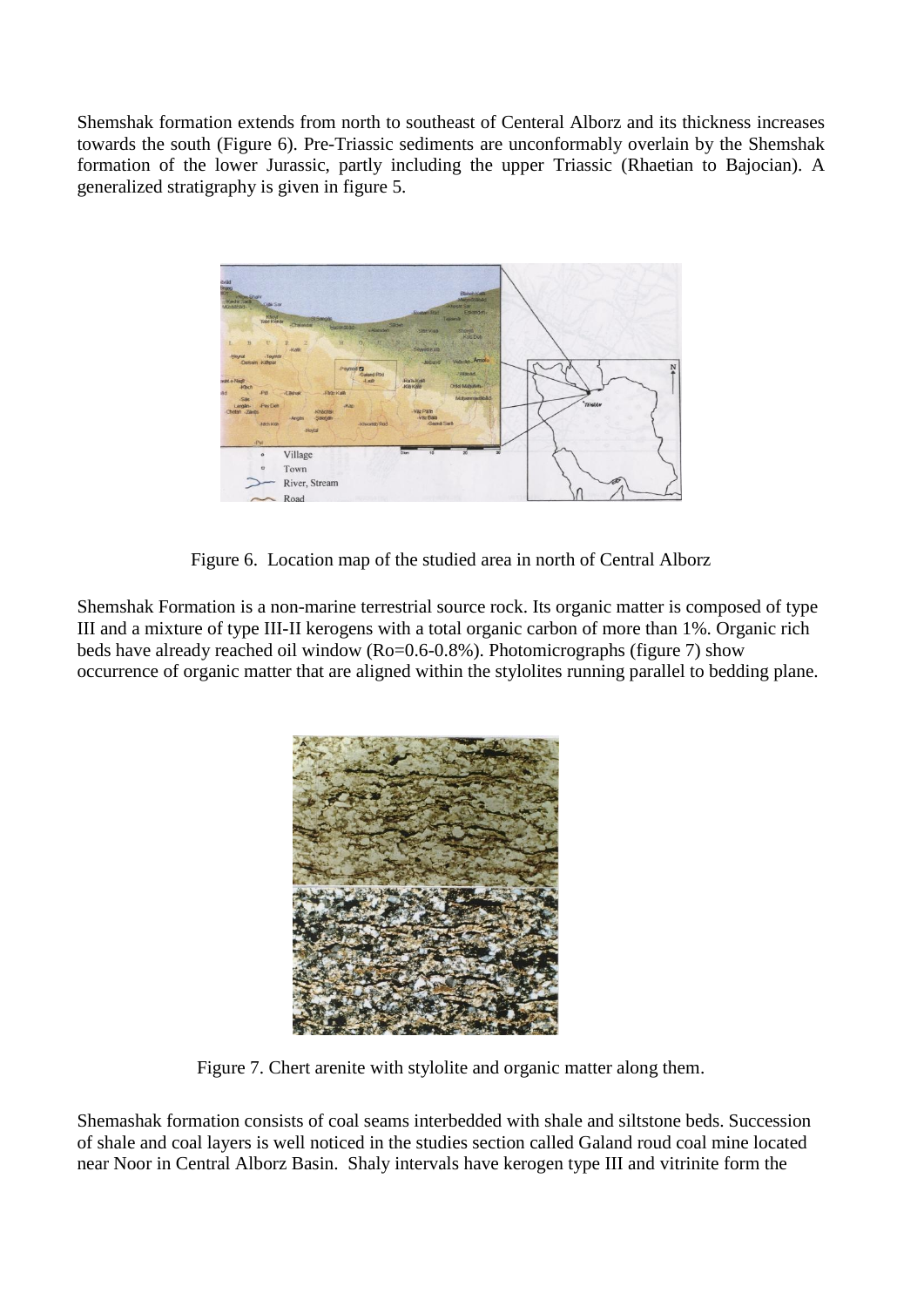Shemshak formation extends from north to southeast of Centeral Alborz and its thickness increases towards the south (Figure 6). Pre-Triassic sediments are unconformably overlain by the Shemshak formation of the lower Jurassic, partly including the upper Triassic (Rhaetian to Bajocian). A generalized stratigraphy is given in figure 5.

Figure 6. Location map of the studied area in north of Central Alborz

Shemshak Formation is a non-marine terrestrial source rock. Its organic matter is composed of type III and a mixture of type III-II kerogens with a total organic carbon of more than 1%. Organic rich beds have already reached oil window (Ro=0.6-0.8%). Photomicrographs (figure 7) show occurrence of organic matter that are aligned within the stylolites running parallel to bedding plane.

Figure 7. Chert arenite with stylolite and organic matter along them.

Shemashak formation consists of coal seams interbedded with shale and siltstone beds. Succession of shale and coal layers is well noticed in the studies section called Galand roud coal mine located near Noor in Central Alborz Basin. Shaly intervals have kerogen type III and vitrinite form the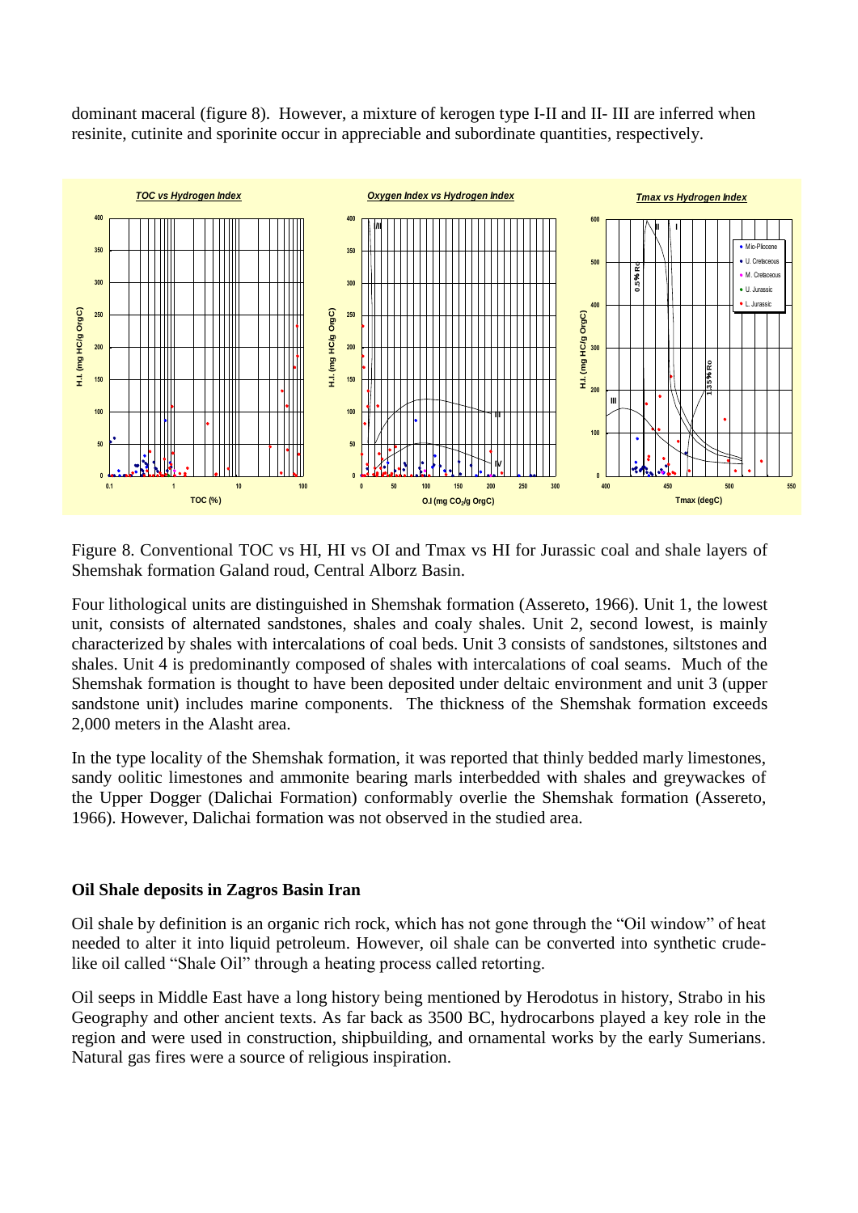dominant maceral (figure 8). However, a mixture of kerogen type I-II and II- III are inferred when resinite, cutinite and sporinite occur in appreciable and subordinate quantities, respectively.

TOC vs Hydrogen Index

H.I. (mg HC/g OrgC)

400
350
300
250
200
150
100
50
0

0.1 1 10 100

TOC (%)

Oxygen Index vs Hydrogen Index

H.I. (mg HC/g OrgC)

400
350
300
250
200
150
100
50
0

0 50 100 150 200 250 300

O.I (mg $CO_2$/g OrgC)

I/II
III
IV

Tmax vs Hydrogen Index

H.I. (mg HC/g OrgC)

600
500
400
300
200
100
0

400 450 500 550

Tmax (degC)

0.5% Ro
1.35% Ro
I
II
III

Mio-Pliocene
U. Cretaceous
M. Cretaceous
U. Jurassic
L. Jurassic

Figure 8. Conventional TOC vs HI, HI vs OI and Tmax vs HI for Jurassic coal and shale layers of Shemshak formation Galand roud, Central Alborz Basin.

Four lithological units are distinguished in Shemshak formation (Assereto, 1966). Unit 1, the lowest unit, consists of alternated sandstones, shales and coaly shales. Unit 2, second lowest, is mainly characterized by shales with intercalations of coal beds. Unit 3 consists of sandstones, siltstones and shales. Unit 4 is predominantly composed of shales with intercalations of coal seams. Much of the Shemshak formation is thought to have been deposited under deltaic environment and unit 3 (upper sandstone unit) includes marine components. The thickness of the Shemshak formation exceeds 2,000 meters in the Alasht area.

In the type locality of the Shemshak formation, it was reported that thinly bedded marly limestones, sandy oolitic limestones and ammonite bearing marls interbedded with shales and greywackes of the Upper Dogger (Dalichai Formation) conformably overlie the Shemshak formation (Assereto, 1966). However, Dalichai formation was not observed in the studied area.

## Oil Shale deposits in Zagros Basin Iran

Oil shale by definition is an organic rich rock, which has not gone through the "Oil window" of heat needed to alter it into liquid petroleum. However, oil shale can be converted into synthetic crude-like oil called "Shale Oil" through a heating process called retorting.

Oil seeps in Middle East have a long history being mentioned by Herodotus in history, Strabo in his Geography and other ancient texts. As far back as 3500 BC, hydrocarbons played a key role in the region and were used in construction, shipbuilding, and ornamental works by the early Sumerians. Natural gas fires were a source of religious inspiration.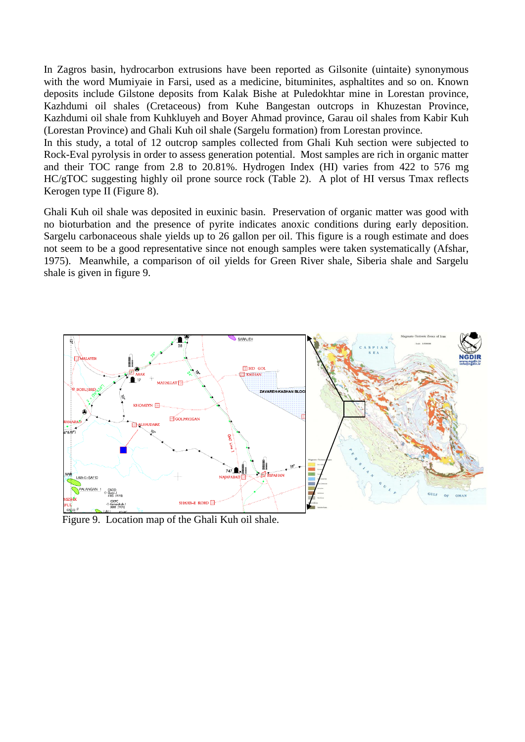In Zagros basin, hydrocarbon extrusions have been reported as Gilsonite (uintaite) synonymous with the word Mumiyaie in Farsi, used as a medicine, bituminites, asphaltites and so on. Known deposits include Gilstone deposits from Kalak Bishe at Puledokhtar mine in Lorestan province, Kazhdumi oil shales (Cretaceous) from Kuhe Bangestan outcrops in Khuzestan Province, Kazhdumi oil shale from Kuhkluyeh and Boyer Ahmad province, Garau oil shales from Kabir Kuh (Lorestan Province) and Ghali Kuh oil shale (Sargelu formation) from Lorestan province.
In this study, a total of 12 outcrop samples collected from Ghali Kuh section were subjected to Rock-Eval pyrolysis in order to assess generation potential. Most samples are rich in organic matter and their TOC range from 2.8 to 20.81%. Hydrogen Index (HI) varies from 422 to 576 mg HC/gTOC suggesting highly oil prone source rock (Table 2). A plot of HI versus Tmax reflects Kerogen type II (Figure 8).

Ghali Kuh oil shale was deposited in euxinic basin. Preservation of organic matter was good with no bioturbation and the presence of pyrite indicates anoxic conditions during early deposition. Sargelu carbonaceous shale yields up to 26 gallon per oil. This figure is a rough estimate and does not seem to be a good representative since not enough samples were taken systematically (Afshar, 1975). Meanwhile, a comparison of oil yields for Green River shale, Siberia shale and Sargelu shale is given in figure 9.

Figure 9. Location map of the Ghali Kuh oil shale.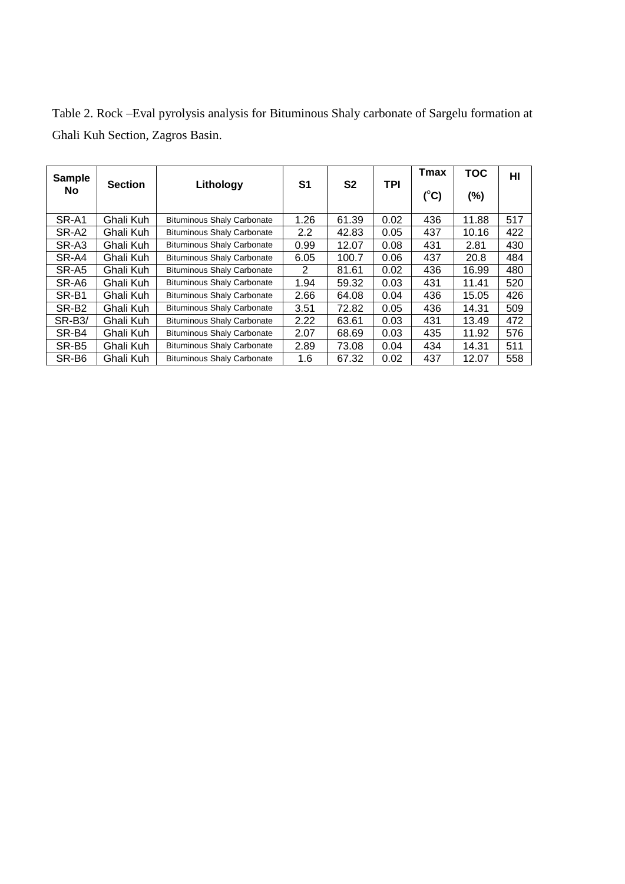Table 2. Rock –Eval pyrolysis analysis for Bituminous Shaly carbonate of Sargelu formation at Ghali Kuh Section, Zagros Basin.

| Sample No | Section | Lithology | S1 | S2 | TPI | Tmax (°C) | TOC (%) | HI |
|---|---|---|---|---|---|---|---|---|
| SR-A1 | Ghali Kuh | Bituminous Shaly Carbonate | 1.26 | 61.39 | 0.02 | 436 | 11.88 | 517 |
| SR-A2 | Ghali Kuh | Bituminous Shaly Carbonate | 2.2 | 42.83 | 0.05 | 437 | 10.16 | 422 |
| SR-A3 | Ghali Kuh | Bituminous Shaly Carbonate | 0.99 | 12.07 | 0.08 | 431 | 2.81 | 430 |
| SR-A4 | Ghali Kuh | Bituminous Shaly Carbonate | 6.05 | 100.7 | 0.06 | 437 | 20.8 | 484 |
| SR-A5 | Ghali Kuh | Bituminous Shaly Carbonate | 2 | 81.61 | 0.02 | 436 | 16.99 | 480 |
| SR-A6 | Ghali Kuh | Bituminous Shaly Carbonate | 1.94 | 59.32 | 0.03 | 431 | 11.41 | 520 |
| SR-B1 | Ghali Kuh | Bituminous Shaly Carbonate | 2.66 | 64.08 | 0.04 | 436 | 15.05 | 426 |
| SR-B2 | Ghali Kuh | Bituminous Shaly Carbonate | 3.51 | 72.82 | 0.05 | 436 | 14.31 | 509 |
| SR-B3/ | Ghali Kuh | Bituminous Shaly Carbonate | 2.22 | 63.61 | 0.03 | 431 | 13.49 | 472 |
| SR-B4 | Ghali Kuh | Bituminous Shaly Carbonate | 2.07 | 68.69 | 0.03 | 435 | 11.92 | 576 |
| SR-B5 | Ghali Kuh | Bituminous Shaly Carbonate | 2.89 | 73.08 | 0.04 | 434 | 14.31 | 511 |
| SR-B6 | Ghali Kuh | Bituminous Shaly Carbonate | 1.6 | 67.32 | 0.02 | 437 | 12.07 | 558 |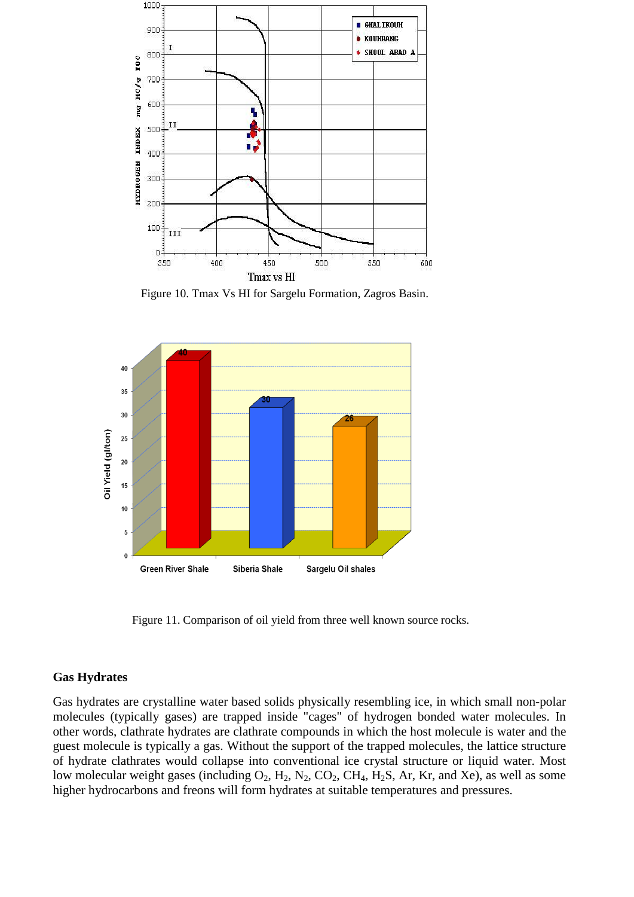1000

900

800

700

600

500

400

300

200

100

0

350 400 450 500 550 600

I

II

III

HYDROGEN INDEX mg HC/g TOC

Tmax vs HI

GHALIKOUH

KOUHRANG

SHOOL ABAD A

Figure 10. Tmax Vs HI for Sargelu Formation, Zagros Basin.

Oil Yield (gl/ton)

0 5 10 15 20 25 30 35 40

40

30

26

Green River Shale

Siberia Shale

Sargelu Oil shales

Figure 11. Comparison of oil yield from three well known source rocks.

## Gas Hydrates

Gas hydrates are crystalline water based solids physically resembling ice, in which small non-polar molecules (typically gases) are trapped inside "cages" of hydrogen bonded water molecules. In other words, clathrate hydrates are clathrate compounds in which the host molecule is water and the guest molecule is typically a gas. Without the support of the trapped molecules, the lattice structure of hydrate clathrates would collapse into conventional ice crystal structure or liquid water. Most low molecular weight gases (including $O_2$, $H_2$, $N_2$, $CO_2$, $CH_4$, $H_2S$, Ar, Kr, and Xe), as well as some higher hydrocarbons and freons will form hydrates at suitable temperatures and pressures.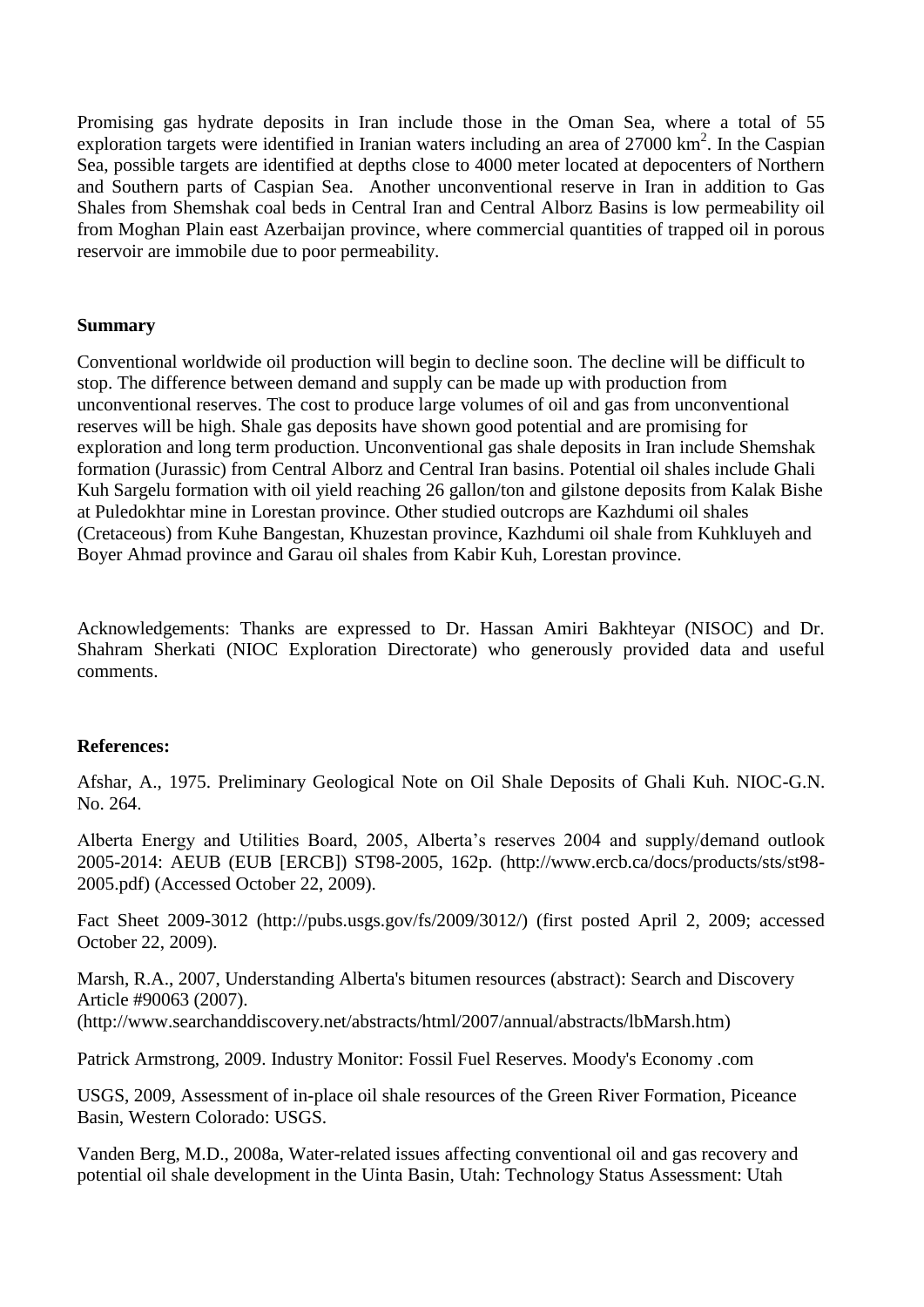Promising gas hydrate deposits in Iran include those in the Oman Sea, where a total of 55 exploration targets were identified in Iranian waters including an area of 27000 $km^2$. In the Caspian Sea, possible targets are identified at depths close to 4000 meter located at depocenters of Northern and Southern parts of Caspian Sea. Another unconventional reserve in Iran in addition to Gas Shales from Shemshak coal beds in Central Iran and Central Alborz Basins is low permeability oil from Moghan Plain east Azerbaijan province, where commercial quantities of trapped oil in porous reservoir are immobile due to poor permeability.

**Summary**

Conventional worldwide oil production will begin to decline soon. The decline will be difficult to stop. The difference between demand and supply can be made up with production from unconventional reserves. The cost to produce large volumes of oil and gas from unconventional reserves will be high. Shale gas deposits have shown good potential and are promising for exploration and long term production. Unconventional gas shale deposits in Iran include Shemshak formation (Jurassic) from Central Alborz and Central Iran basins. Potential oil shales include Ghali Kuh Sargelu formation with oil yield reaching 26 gallon/ton and gilstone deposits from Kalak Bishe at Puledokhtar mine in Lorestan province. Other studied outcrops are Kazhdumi oil shales (Cretaceous) from Kuhe Bangestan, Khuzestan province, Kazhdumi oil shale from Kuhkluyeh and Boyer Ahmad province and Garau oil shales from Kabir Kuh, Lorestan province.

Acknowledgements: Thanks are expressed to Dr. Hassan Amiri Bakhteyar (NISOC) and Dr. Shahram Sherkati (NIOC Exploration Directorate) who generously provided data and useful comments.

**References:**

Afshar, A., 1975. Preliminary Geological Note on Oil Shale Deposits of Ghali Kuh. NIOC-G.N. No. 264.

Alberta Energy and Utilities Board, 2005, Alberta's reserves 2004 and supply/demand outlook 2005-2014: AEUB (EUB [ERCB]) ST98-2005, 162p. (http://www.ercb.ca/docs/products/sts/st98-2005.pdf) (Accessed October 22, 2009).

Fact Sheet 2009-3012 (http://pubs.usgs.gov/fs/2009/3012/) (first posted April 2, 2009; accessed October 22, 2009).

Marsh, R.A., 2007, Understanding Alberta's bitumen resources (abstract): Search and Discovery Article #90063 (2007). (http://www.searchanddiscovery.net/abstracts/html/2007/annual/abstracts/lbMarsh.htm)

Patrick Armstrong, 2009. Industry Monitor: Fossil Fuel Reserves. Moody's Economy .com

USGS, 2009, Assessment of in-place oil shale resources of the Green River Formation, Piceance Basin, Western Colorado: USGS.

Vanden Berg, M.D., 2008a, Water-related issues affecting conventional oil and gas recovery and potential oil shale development in the Uinta Basin, Utah: Technology Status Assessment: Utah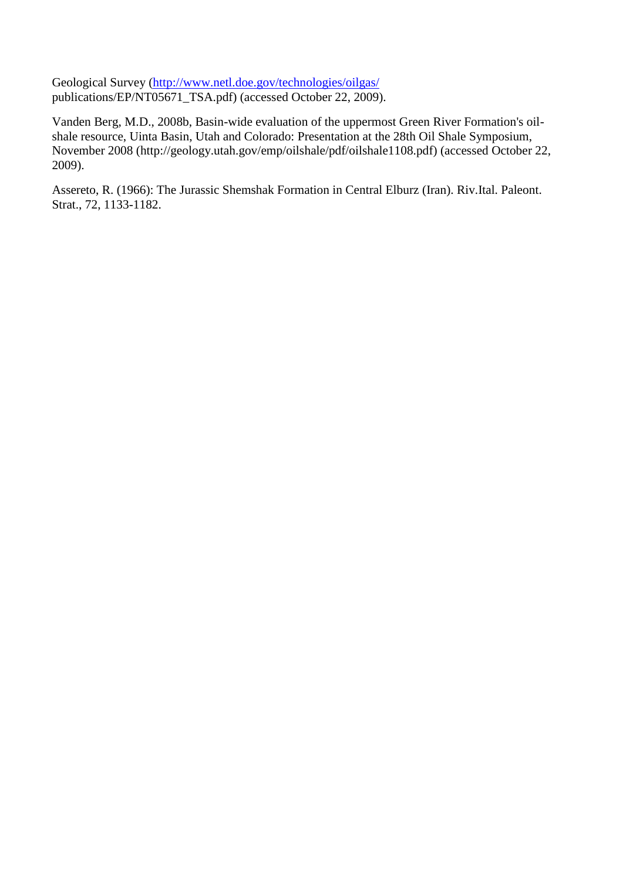Geological Survey (http://www.netl.doe.gov/technologies/oilgas/ publications/EP/NT05671_TSA.pdf) (accessed October 22, 2009).

Vanden Berg, M.D., 2008b, Basin-wide evaluation of the uppermost Green River Formation's oil-shale resource, Uinta Basin, Utah and Colorado: Presentation at the 28th Oil Shale Symposium, November 2008 (http://geology.utah.gov/emp/oilshale/pdf/oilshale1108.pdf) (accessed October 22, 2009).

Assereto, R. (1966): The Jurassic Shemshak Formation in Central Elburz (Iran). Riv.Ital. Paleont. Strat., 72, 1133-1182.